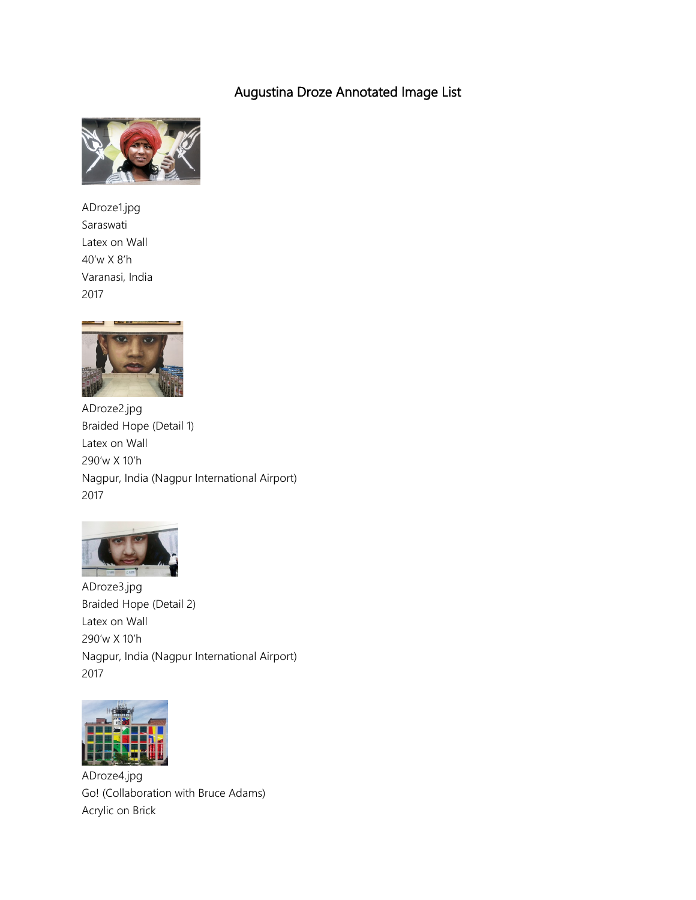# Augustina Droze Annotated Image List

ADroze1.jpg
Saraswati
Latex on Wall
40'w X 8'h
Varanasi, India
2017

ADroze2.jpg
Braided Hope (Detail 1)
Latex on Wall
290'w X 10'h
Nagpur, India (Nagpur International Airport)
2017

ADroze3.jpg
Braided Hope (Detail 2)
Latex on Wall
290'w X 10'h
Nagpur, India (Nagpur International Airport)
2017

ADroze4.jpg
Go! (Collaboration with Bruce Adams)
Acrylic on Brick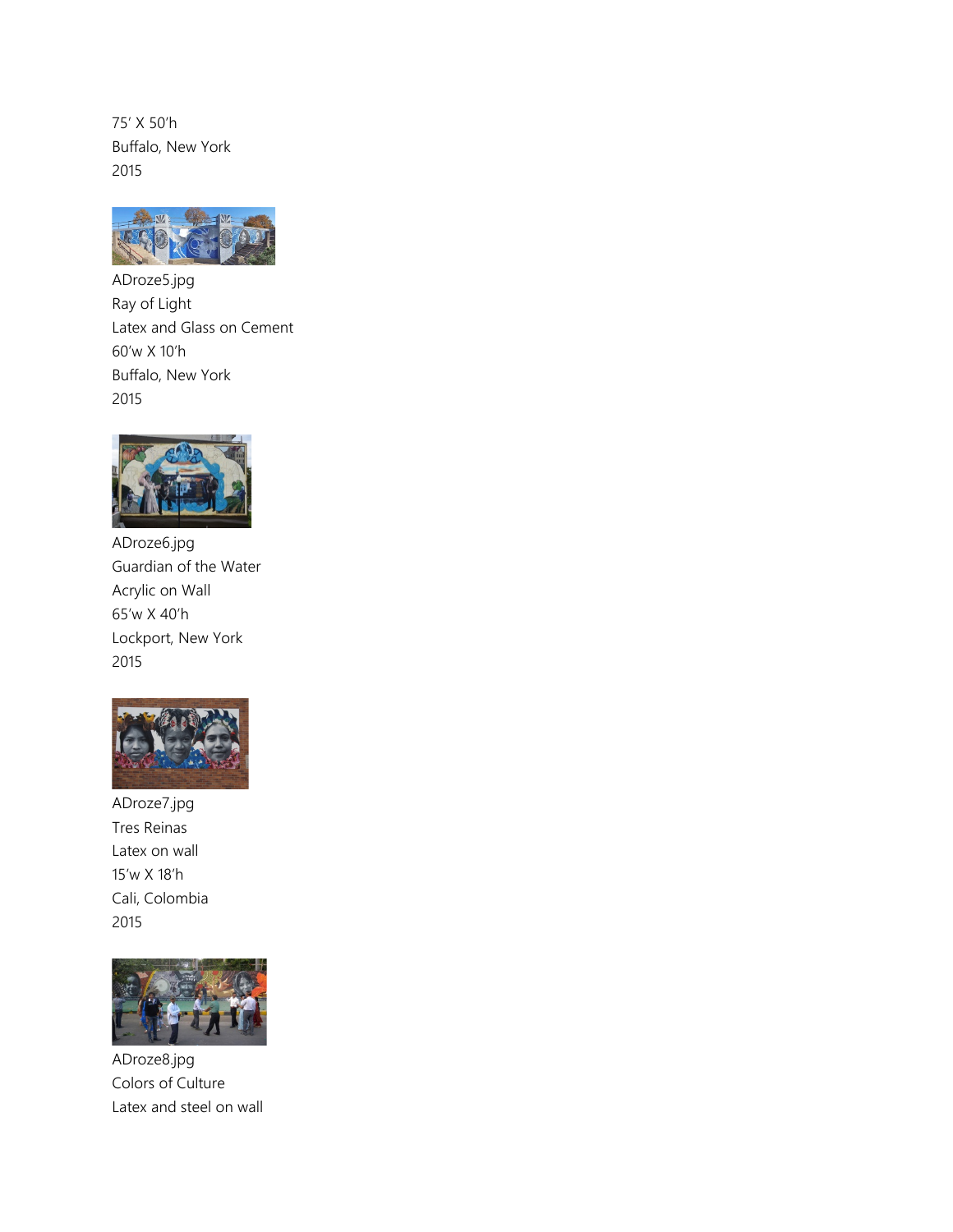75' X 50'h
Buffalo, New York
2015

ADroze5.jpg
Ray of Light
Latex and Glass on Cement
60'w X 10'h
Buffalo, New York
2015

ADroze6.jpg
Guardian of the Water
Acrylic on Wall
65'w X 40'h
Lockport, New York
2015

ADroze7.jpg
Tres Reinas
Latex on wall
15'w X 18'h
Cali, Colombia
2015

ADroze8.jpg
Colors of Culture
Latex and steel on wall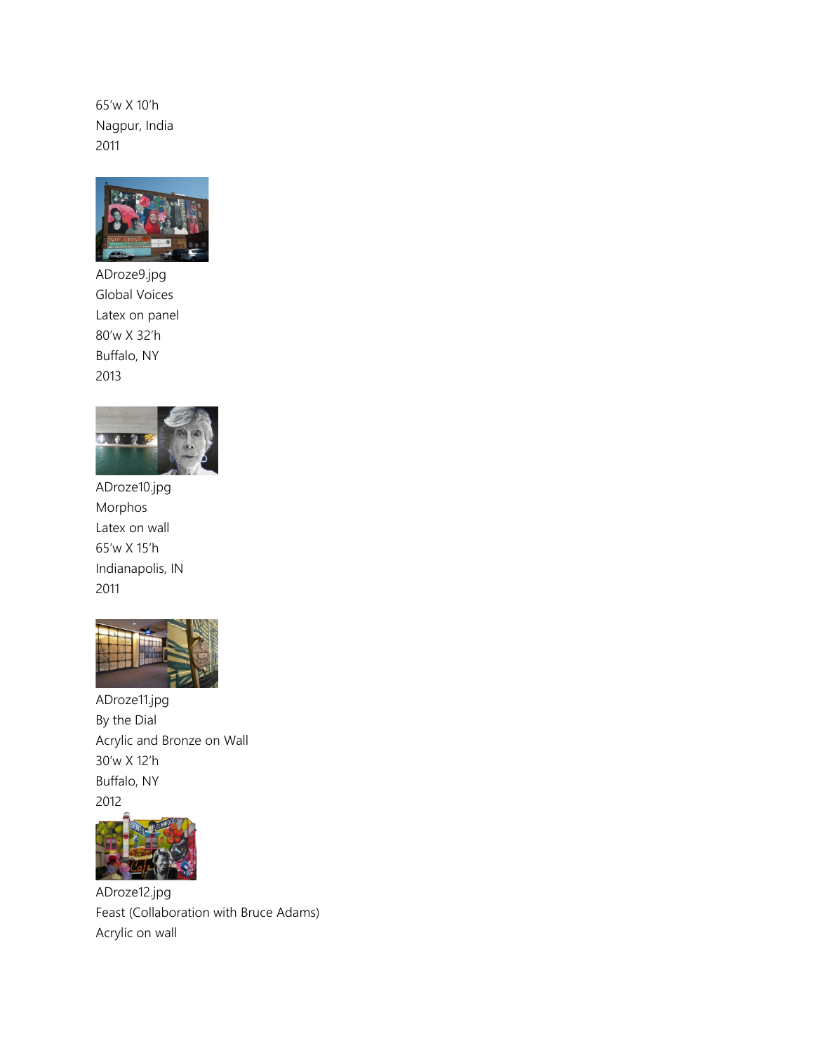65'w X 10'h
Nagpur, India
2011

ADroze9.jpg
Global Voices
Latex on panel
80'w X 32'h
Buffalo, NY
2013

ADroze10.jpg
Morphos
Latex on wall
65'w X 15'h
Indianapolis, IN
2011

ADroze11.jpg
By the Dial
Acrylic and Bronze on Wall
30'w X 12'h
Buffalo, NY
2012

ADroze12.jpg
Feast (Collaboration with Bruce Adams)
Acrylic on wall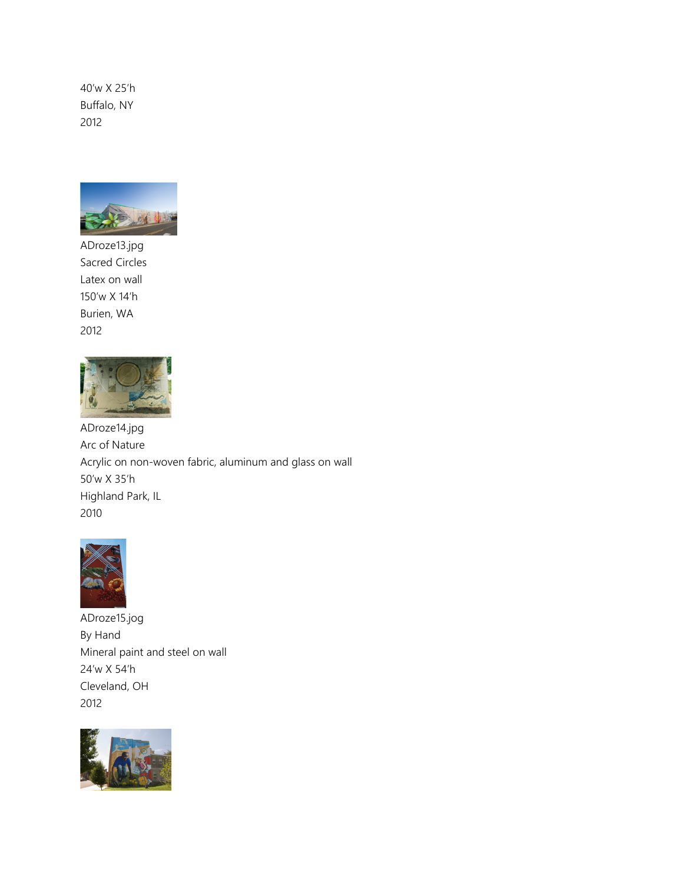40'w X 25'h
Buffalo, NY
2012

ADroze13.jpg
Sacred Circles
Latex on wall
150'w X 14'h
Burien, WA
2012

ADroze14.jpg
Arc of Nature
Acrylic on non-woven fabric, aluminum and glass on wall
50'w X 35'h
Highland Park, IL
2010

ADroze15.jog
By Hand
Mineral paint and steel on wall
24'w X 54'h
Cleveland, OH
2012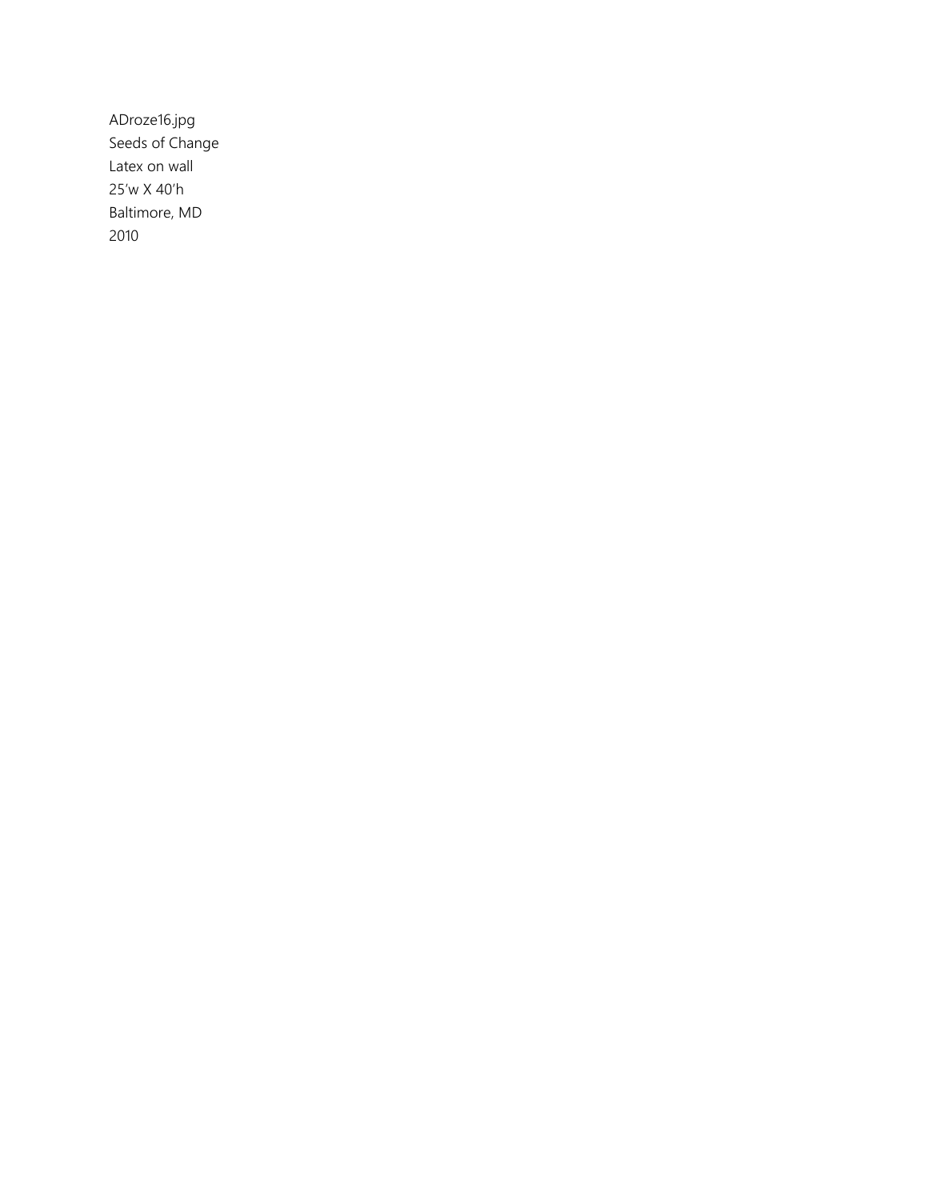ADroze16.jpg
Seeds of Change
Latex on wall
25’w X 40’h
Baltimore, MD
2010